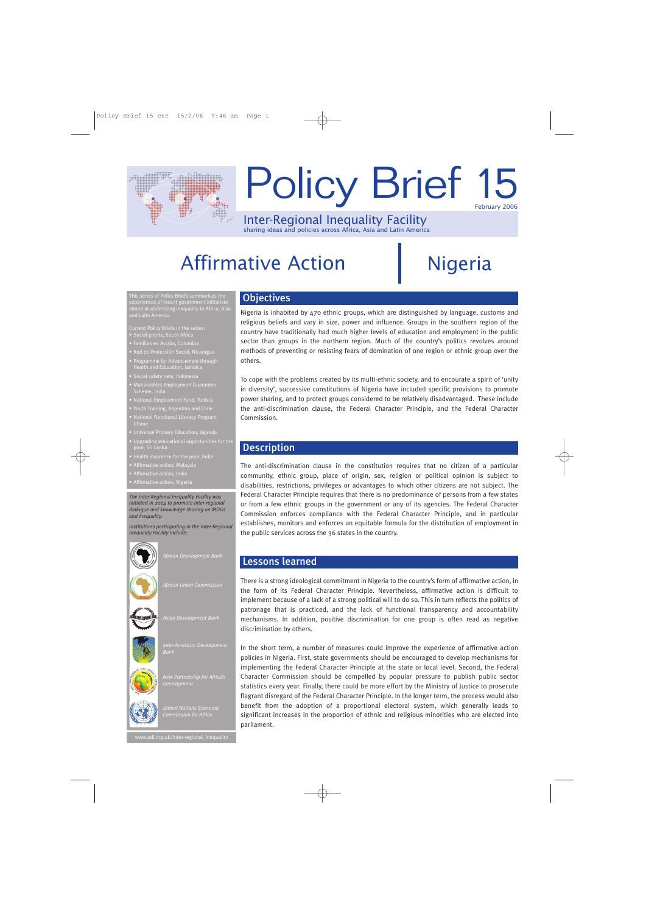# Policy Brief 15

February 2006

## Inter-Regional Inequality Facility

sharing ideas and policies across Africa, Asia and Latin America

# Affirmative Action | Nigeria

This series of Policy Briefs summarises the experiences of recent government initiatives aimed at addressing inequality in Africa, Asia and Latin America.

Current Policy Briefs in the series:

- Social grants, South Africa
- Familias en Acción, Colombia
- Red de Protección Social, Nicaragua
- Programme for Advancement through Health and Education, Jamaica
- Social safety nets, Indonesia
- Maharashtra Employment Guarantee Scheme, India
- National Employment Fund, Tunisia
- Youth Training, Argentina and Chile
- National Functional Literacy Program, Ghana
- Universal Primary Education, Uganda
- Upgrading educational opportunities for the poor, Sri Lanka
- Health insurance for the poor, India
- Affirmative action, Malaysia
- Affirmative action, India
- Affirmative action, Nigeria

*The Inter-Regional Inequality Facility was initiated in 2004 to promote inter-regional dialogue and knowledge sharing on MDGs and inequality.*

*Institutions participating in the Inter-Regional Inequality Facility include:*

*African Development Bank*

*African Union Commission*

*Asian Development Bank*

*Inter-American Development Bank*

*New Partnership for Africa's Development*

*United Nations Economic Commission for Africa*

www.odi.org.uk/inter-regional_inequality

## Objectives

Nigeria is inhabited by 470 ethnic groups, which are distinguished by language, customs and religious beliefs and vary in size, power and influence. Groups in the southern region of the country have traditionally had much higher levels of education and employment in the public sector than groups in the northern region. Much of the country's politics revolves around methods of preventing or resisting fears of domination of one region or ethnic group over the others.

To cope with the problems created by its multi-ethnic society, and to encourate a spirit of 'unity in diversity', successive constitutions of Nigeria have included specific provisions to promote power sharing, and to protect groups considered to be relatively disadvantaged. These include the anti-discrimination clause, the Federal Character Principle, and the Federal Character Commission.

## Description

The anti-discrimination clause in the constitution requires that no citizen of a particular community, ethnic group, place of origin, sex, religion or political opinion is subject to disabilities, restrictions, privileges or advantages to which other citizens are not subject. The Federal Character Principle requires that there is no predominance of persons from a few states or from a few ethnic groups in the government or any of its agencies. The Federal Character Commission enforces compliance with the Federal Character Principle, and in particular establishes, monitors and enforces an equitable formula for the distribution of employment in the public services across the 36 states in the country.

## Lessons learned

There is a strong ideological commitment in Nigeria to the country's form of affirmative action, in the form of its Federal Character Principle. Nevertheless, affirmative action is difficult to implement because of a lack of a strong political will to do so. This in turn reflects the politics of patronage that is practiced, and the lack of functional transparency and accountability mechanisms. In addition, positive discrimination for one group is often read as negative discrimination by others.

In the short term, a number of measures could improve the experience of affirmative action policies in Nigeria. First, state governments should be encouraged to develop mechanisms for implementing the Federal Character Principle at the state or local level. Second, the Federal Character Commission should be compelled by popular pressure to publish public sector statistics every year. Finally, there could be more effort by the Ministry of Justice to prosecute flagrant disregard of the Federal Character Principle. In the longer term, the process would also benefit from the adoption of a proportional electoral system, which generally leads to significant increases in the proportion of ethnic and religious minorities who are elected into parliament.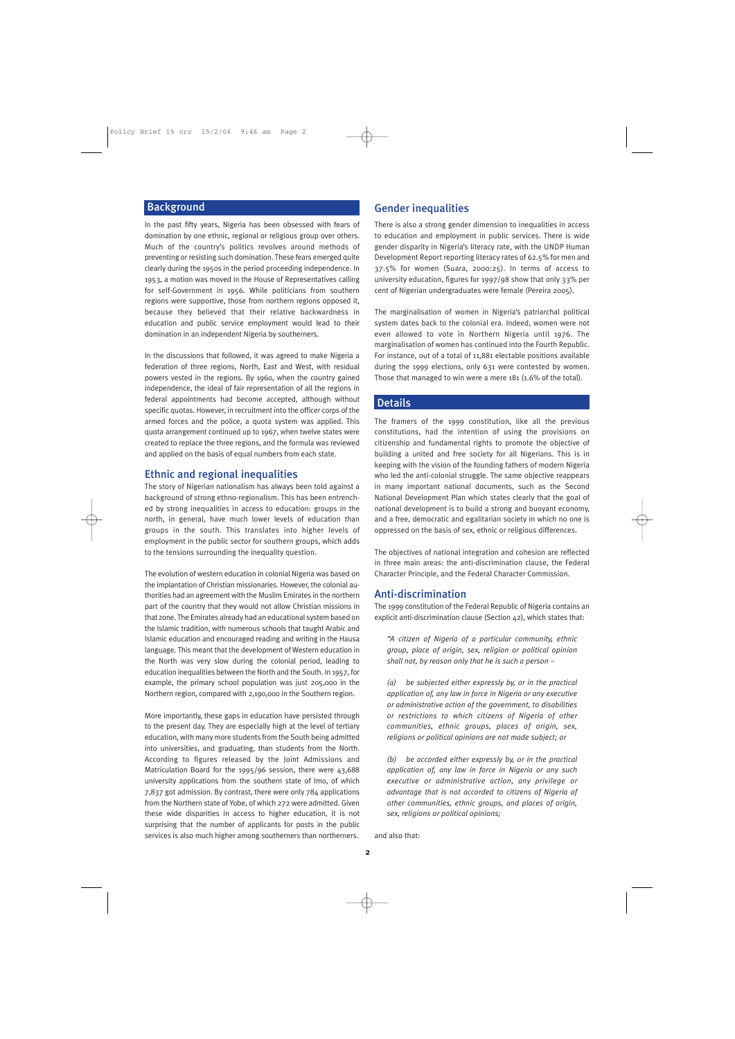## Background

In the past fifty years, Nigeria has been obsessed with fears of domination by one ethnic, regional or religious group over others. Much of the country's politics revolves around methods of preventing or resisting such domination. These fears emerged quite clearly during the 1950s in the period proceeding independence. In 1953, a motion was moved in the House of Representatives calling for self-Government in 1956. While politicians from southern regions were supportive, those from northern regions opposed it, because they believed that their relative backwardness in education and public service employment would lead to their domination in an independent Nigeria by southerners.

In the discussions that followed, it was agreed to make Nigeria a federation of three regions, North, East and West, with residual powers vested in the regions. By 1960, when the country gained independence, the ideal of fair representation of all the regions in federal appointments had become accepted, although without specific quotas. However, in recruitment into the officer corps of the armed forces and the police, a quota system was applied. This quota arrangement continued up to 1967, when twelve states were created to replace the three regions, and the formula was reviewed and applied on the basis of equal numbers from each state.

## Ethnic and regional inequalities

The story of Nigerian nationalism has always been told against a background of strong ethno-regionalism. This has been entrenched by strong inequalities in access to education: groups in the north, in general, have much lower levels of education than groups in the south. This translates into higher levels of employment in the public sector for southern groups, which adds to the tensions surrounding the inequality question.

The evolution of western education in colonial Nigeria was based on the implantation of Christian missionaries. However, the colonial authorities had an agreement with the Muslim Emirates in the northern part of the country that they would not allow Christian missions in that zone. The Emirates already had an educational system based on the Islamic tradition, with numerous schools that taught Arabic and Islamic education and encouraged reading and writing in the Hausa language. This meant that the development of Western education in the North was very slow during the colonial period, leading to education inequalities between the North and the South. In 1957, for example, the primary school population was just 205,000 in the Northern region, compared with 2,190,000 in the Southern region.

More importantly, these gaps in education have persisted through to the present day. They are especially high at the level of tertiary education, with many more students from the South being admitted into universities, and graduating, than students from the North. According to figures released by the Joint Admissions and Matriculation Board for the 1995/96 session, there were 43,688 university applications from the southern state of Imo, of which 7,837 got admission. By contrast, there were only 784 applications from the Northern state of Yobe, of which 272 were admitted. Given these wide disparities in access to higher education, it is not surprising that the number of applicants for posts in the public services is also much higher among southerners than northerners.

## Gender inequalities

There is also a strong gender dimension to inequalities in access to education and employment in public services. There is wide gender disparity in Nigeria's literacy rate, with the UNDP Human Development Report reporting literacy rates of 62.5% for men and 37.5% for women (Suara, 2000:25). In terms of access to university education, figures for 1997/98 show that only 33% per cent of Nigerian undergraduates were female (Pereira 2005).

The marginalisation of women in Nigeria's patriarchal political system dates back to the colonial era. Indeed, women were not even allowed to vote in Northern Nigeria until 1976. The marginalisation of women has continued into the Fourth Republic. For instance, out of a total of 11,881 electable positions available during the 1999 elections, only 631 were contested by women. Those that managed to win were a mere 181 (1.6% of the total).

## Details

The framers of the 1999 constitution, like all the previous constitutions, had the intention of using the provisions on citizenship and fundamental rights to promote the objective of building a united and free society for all Nigerians. This is in keeping with the vision of the founding fathers of modern Nigeria who led the anti-colonial struggle. The same objective reappears in many important national documents, such as the Second National Development Plan which states clearly that the goal of national development is to build a strong and buoyant economy, and a free, democratic and egalitarian society in which no one is oppressed on the basis of sex, ethnic or religious differences.

The objectives of national integration and cohesion are reflected in three main areas: the anti-discrimination clause, the Federal Character Principle, and the Federal Character Commission.

## Anti-discrimination

The 1999 constitution of the Federal Republic of Nigeria contains an explicit anti-discrimination clause (Section 42), which states that:

*"A citizen of Nigeria of a particular community, ethnic group, place of origin, sex, religion or political opinion shall not, by reason only that he is such a person –*

*(a) be subjected either expressly by, or in the practical application of, any law in force in Nigeria or any executive or administrative action of the government, to disabilities or restrictions to which citizens of Nigeria of other communities, ethnic groups, places of origin, sex, religions or political opinions are not made subject; or*

*(b) be accorded either expressly by, or in the practical application of, any law in force in Nigeria or any such executive or administrative action, any privilege or advantage that is not accorded to citizens of Nigeria of other communities, ethnic groups, and places of origin, sex, religions or political opinions;*

and also that: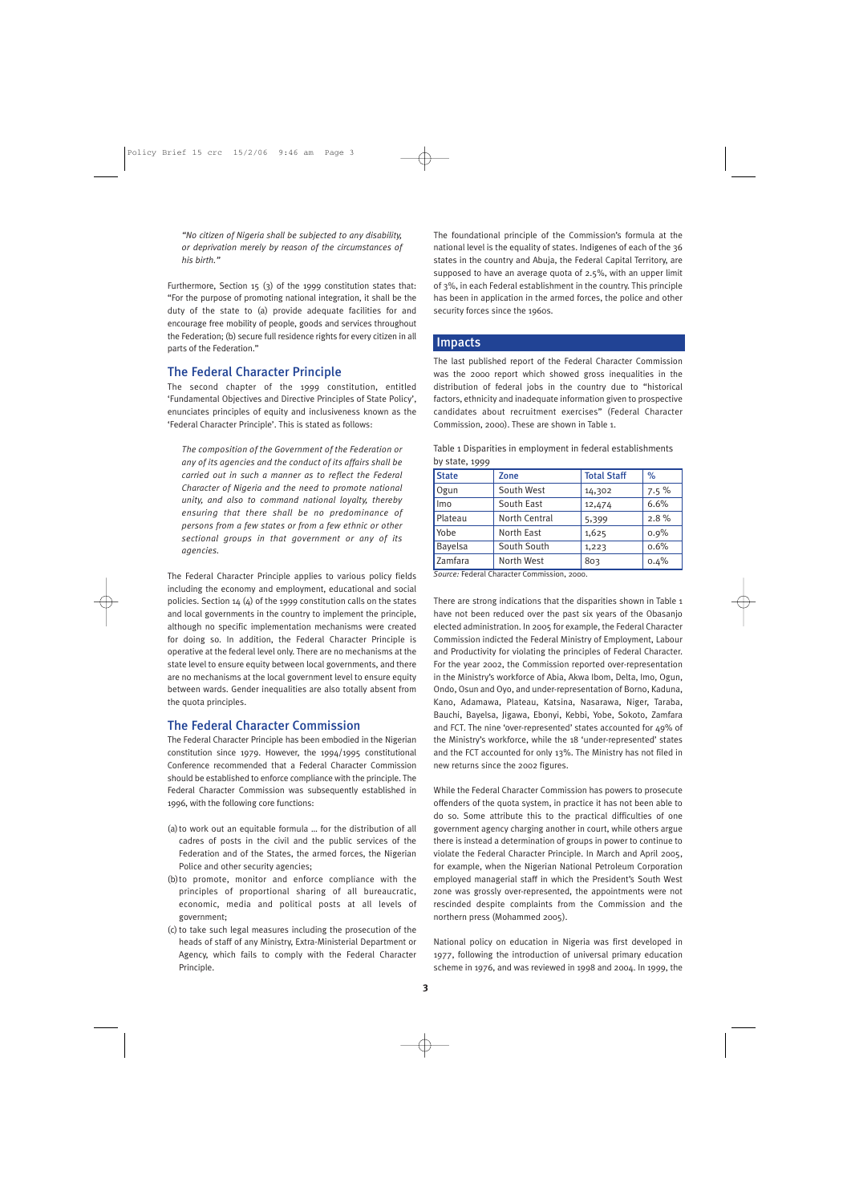*"No citizen of Nigeria shall be subjected to any disability, or deprivation merely by reason of the circumstances of his birth."*

Furthermore, Section 15 (3) of the 1999 constitution states that: "For the purpose of promoting national integration, it shall be the duty of the state to (a) provide adequate facilities for and encourage free mobility of people, goods and services throughout the Federation; (b) secure full residence rights for every citizen in all parts of the Federation."

## The Federal Character Principle

The second chapter of the 1999 constitution, entitled 'Fundamental Objectives and Directive Principles of State Policy', enunciates principles of equity and inclusiveness known as the 'Federal Character Principle'. This is stated as follows:

*The composition of the Government of the Federation or any of its agencies and the conduct of its affairs shall be carried out in such a manner as to reflect the Federal Character of Nigeria and the need to promote national unity, and also to command national loyalty, thereby ensuring that there shall be no predominance of persons from a few states or from a few ethnic or other sectional groups in that government or any of its agencies.*

The Federal Character Principle applies to various policy fields including the economy and employment, educational and social policies. Section 14 (4) of the 1999 constitution calls on the states and local governments in the country to implement the principle, although no specific implementation mechanisms were created for doing so. In addition, the Federal Character Principle is operative at the federal level only. There are no mechanisms at the state level to ensure equity between local governments, and there are no mechanisms at the local government level to ensure equity between wards. Gender inequalities are also totally absent from the quota principles.

## The Federal Character Commission

The Federal Character Principle has been embodied in the Nigerian constitution since 1979. However, the 1994/1995 constitutional Conference recommended that a Federal Character Commission should be established to enforce compliance with the principle. The Federal Character Commission was subsequently established in 1996, with the following core functions:

(a) to work out an equitable formula ... for the distribution of all cadres of posts in the civil and the public services of the Federation and of the States, the armed forces, the Nigerian Police and other security agencies;

(b) to promote, monitor and enforce compliance with the principles of proportional sharing of all bureaucratic, economic, media and political posts at all levels of government;

(c) to take such legal measures including the prosecution of the heads of staff of any Ministry, Extra-Ministerial Department or Agency, which fails to comply with the Federal Character Principle.

The foundational principle of the Commission's formula at the national level is the equality of states. Indigenes of each of the 36 states in the country and Abuja, the Federal Capital Territory, are supposed to have an average quota of 2.5%, with an upper limit of 3%, in each Federal establishment in the country. This principle has been in application in the armed forces, the police and other security forces since the 1960s.

## Impacts

The last published report of the Federal Character Commission was the 2000 report which showed gross inequalities in the distribution of federal jobs in the country due to "historical factors, ethnicity and inadequate information given to prospective candidates about recruitment exercises" (Federal Character Commission, 2000). These are shown in Table 1.

Table 1 Disparities in employment in federal establishments by state, 1999

| State | Zone | Total Staff | % |
|---|---|---|---|
| Ogun | South West | 14,302 | 7.5 % |
| Imo | South East | 12,474 | 6.6% |
| Plateau | North Central | 5,399 | 2.8 % |
| Yobe | North East | 1,625 | 0.9% |
| Bayelsa | South South | 1,223 | 0.6% |
| Zamfara | North West | 803 | 0.4% |

*Source:* Federal Character Commission, 2000.

There are strong indications that the disparities shown in Table 1 have not been reduced over the past six years of the Obasanjo elected administration. In 2005 for example, the Federal Character Commission indicted the Federal Ministry of Employment, Labour and Productivity for violating the principles of Federal Character. For the year 2002, the Commission reported over-representation in the Ministry's workforce of Abia, Akwa Ibom, Delta, Imo, Ogun, Ondo, Osun and Oyo, and under-representation of Borno, Kaduna, Kano, Adamawa, Plateau, Katsina, Nasarawa, Niger, Taraba, Bauchi, Bayelsa, Jigawa, Ebonyi, Kebbi, Yobe, Sokoto, Zamfara and FCT. The nine 'over-represented' states accounted for 49% of the Ministry's workforce, while the 18 'under-represented' states and the FCT accounted for only 13%. The Ministry has not filed in new returns since the 2002 figures.

While the Federal Character Commission has powers to prosecute offenders of the quota system, in practice it has not been able to do so. Some attribute this to the practical difficulties of one government agency charging another in court, while others argue there is instead a determination of groups in power to continue to violate the Federal Character Principle. In March and April 2005, for example, when the Nigerian National Petroleum Corporation employed managerial staff in which the President's South West zone was grossly over-represented, the appointments were not rescinded despite complaints from the Commission and the northern press (Mohammed 2005).

National policy on education in Nigeria was first developed in 1977, following the introduction of universal primary education scheme in 1976, and was reviewed in 1998 and 2004. In 1999, the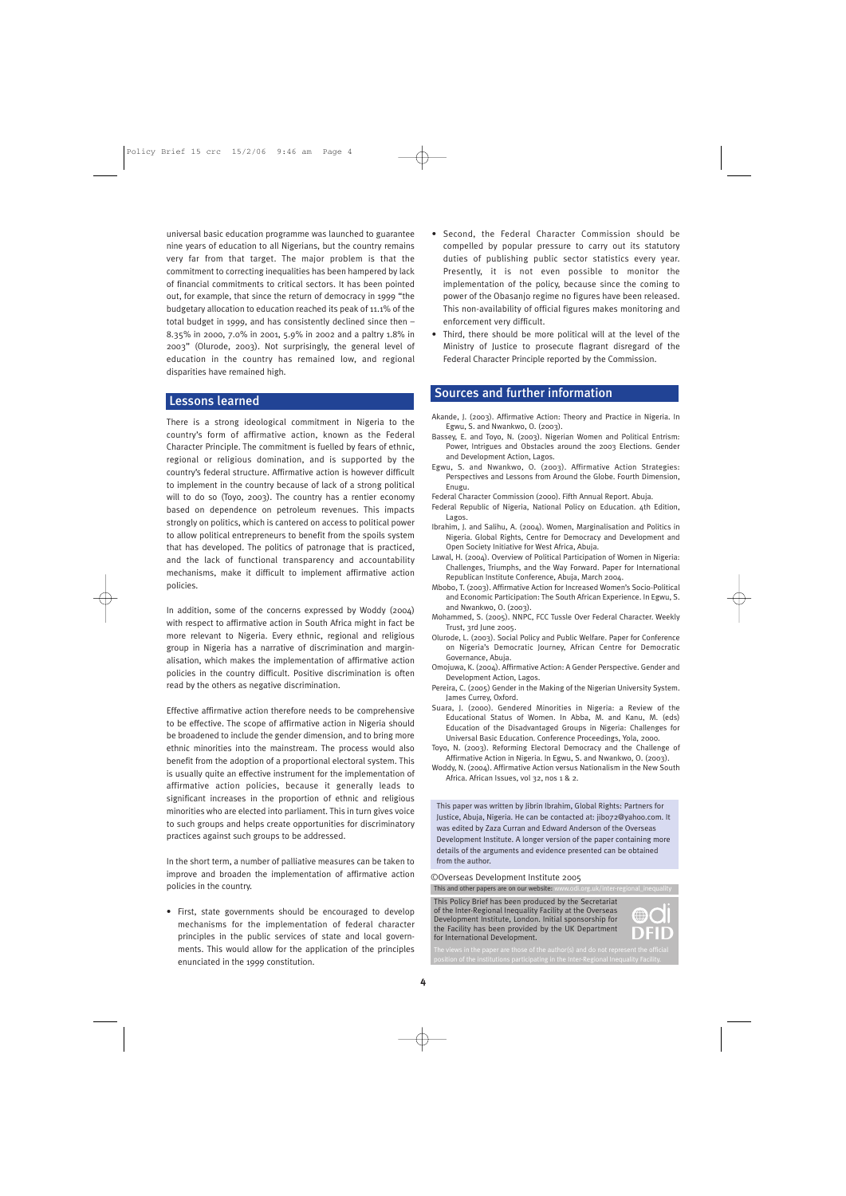universal basic education programme was launched to guarantee nine years of education to all Nigerians, but the country remains very far from that target. The major problem is that the commitment to correcting inequalities has been hampered by lack of financial commitments to critical sectors. It has been pointed out, for example, that since the return of democracy in 1999 "the budgetary allocation to education reached its peak of 11.1% of the total budget in 1999, and has consistently declined since then – 8.35% in 2000, 7.0% in 2001, 5.9% in 2002 and a paltry 1.8% in 2003" (Olurode, 2003). Not surprisingly, the general level of education in the country has remained low, and regional disparities have remained high.

## Lessons learned

There is a strong ideological commitment in Nigeria to the country's form of affirmative action, known as the Federal Character Principle. The commitment is fuelled by fears of ethnic, regional or religious domination, and is supported by the country's federal structure. Affirmative action is however difficult to implement in the country because of lack of a strong political will to do so (Toyo, 2003). The country has a rentier economy based on dependence on petroleum revenues. This impacts strongly on politics, which is cantered on access to political power to allow political entrepreneurs to benefit from the spoils system that has developed. The politics of patronage that is practiced, and the lack of functional transparency and accountability mechanisms, make it difficult to implement affirmative action policies.

In addition, some of the concerns expressed by Woddy (2004) with respect to affirmative action in South Africa might in fact be more relevant to Nigeria. Every ethnic, regional and religious group in Nigeria has a narrative of discrimination and marginalisation, which makes the implementation of affirmative action policies in the country difficult. Positive discrimination is often read by the others as negative discrimination.

Effective affirmative action therefore needs to be comprehensive to be effective. The scope of affirmative action in Nigeria should be broadened to include the gender dimension, and to bring more ethnic minorities into the mainstream. The process would also benefit from the adoption of a proportional electoral system. This is usually quite an effective instrument for the implementation of affirmative action policies, because it generally leads to significant increases in the proportion of ethnic and religious minorities who are elected into parliament. This in turn gives voice to such groups and helps create opportunities for discriminatory practices against such groups to be addressed.

In the short term, a number of palliative measures can be taken to improve and broaden the implementation of affirmative action policies in the country.

- First, state governments should be encouraged to develop mechanisms for the implementation of federal character principles in the public services of state and local governments. This would allow for the application of the principles enunciated in the 1999 constitution.
- Second, the Federal Character Commission should be compelled by popular pressure to carry out its statutory duties of publishing public sector statistics every year. Presently, it is not even possible to monitor the implementation of the policy, because since the coming to power of the Obasanjo regime no figures have been released. This non-availability of official figures makes monitoring and enforcement very difficult.
- Third, there should be more political will at the level of the Ministry of Justice to prosecute flagrant disregard of the Federal Character Principle reported by the Commission.

## Sources and further information

Akande, J. (2003). Affirmative Action: Theory and Practice in Nigeria. In Egwu, S. and Nwankwo, O. (2003).

Bassey, E. and Toyo, N. (2003). Nigerian Women and Political Entrism: Power, Intrigues and Obstacles around the 2003 Elections. Gender and Development Action, Lagos.

Egwu, S. and Nwankwo, O. (2003). Affirmative Action Strategies: Perspectives and Lessons from Around the Globe. Fourth Dimension, Enugu.

Federal Character Commission (2000). Fifth Annual Report. Abuja.

Federal Republic of Nigeria, National Policy on Education. 4th Edition, Lagos.

Ibrahim, J. and Salihu, A. (2004). Women, Marginalisation and Politics in Nigeria. Global Rights, Centre for Democracy and Development and Open Society Initiative for West Africa, Abuja.

Lawal, H. (2004). Overview of Political Participation of Women in Nigeria: Challenges, Triumphs, and the Way Forward. Paper for International Republican Institute Conference, Abuja, March 2004.

Mbobo, T. (2003). Affirmative Action for Increased Women's Socio-Political and Economic Participation: The South African Experience. In Egwu, S. and Nwankwo, O. (2003).

Mohammed, S. (2005). NNPC, FCC Tussle Over Federal Character. Weekly Trust, 3rd June 2005.

Olurode, L. (2003). Social Policy and Public Welfare. Paper for Conference on Nigeria's Democratic Journey, African Centre for Democratic Governance, Abuja.

Omojuwa, K. (2004). Affirmative Action: A Gender Perspective. Gender and Development Action, Lagos.

Pereira, C. (2005) Gender in the Making of the Nigerian University System. James Currey, Oxford.

Suara, J. (2000). Gendered Minorities in Nigeria: a Review of the Educational Status of Women. In Abba, M. and Kanu, M. (eds) Education of the Disadvantaged Groups in Nigeria: Challenges for Universal Basic Education. Conference Proceedings, Yola, 2000.

Toyo, N. (2003). Reforming Electoral Democracy and the Challenge of Affirmative Action in Nigeria. In Egwu, S. and Nwankwo, O. (2003).

Woddy, N. (2004). Affirmative Action versus Nationalism in the New South Africa. African Issues, vol 32, nos 1 & 2.

This paper was written by Jibrin Ibrahim, Global Rights: Partners for Justice, Abuja, Nigeria. He can be contacted at: jib072@yahoo.com. It was edited by Zaza Curran and Edward Anderson of the Overseas Development Institute. A longer version of the paper containing more details of the arguments and evidence presented can be obtained from the author.

©Overseas Development Institute 2005

This and other papers are on our website: www.odi.org.uk/inter-regional_inequality

This Policy Brief has been produced by the Secretariat of the Inter-Regional Inequality Facility at the Overseas Development Institute, London. Initial sponsorship for the Facility has been provided by the UK Department for International Development.

The views in the paper are those of the author(s) and do not represent the official position of the institutions participating in the Inter-Regional Inequality Facility.